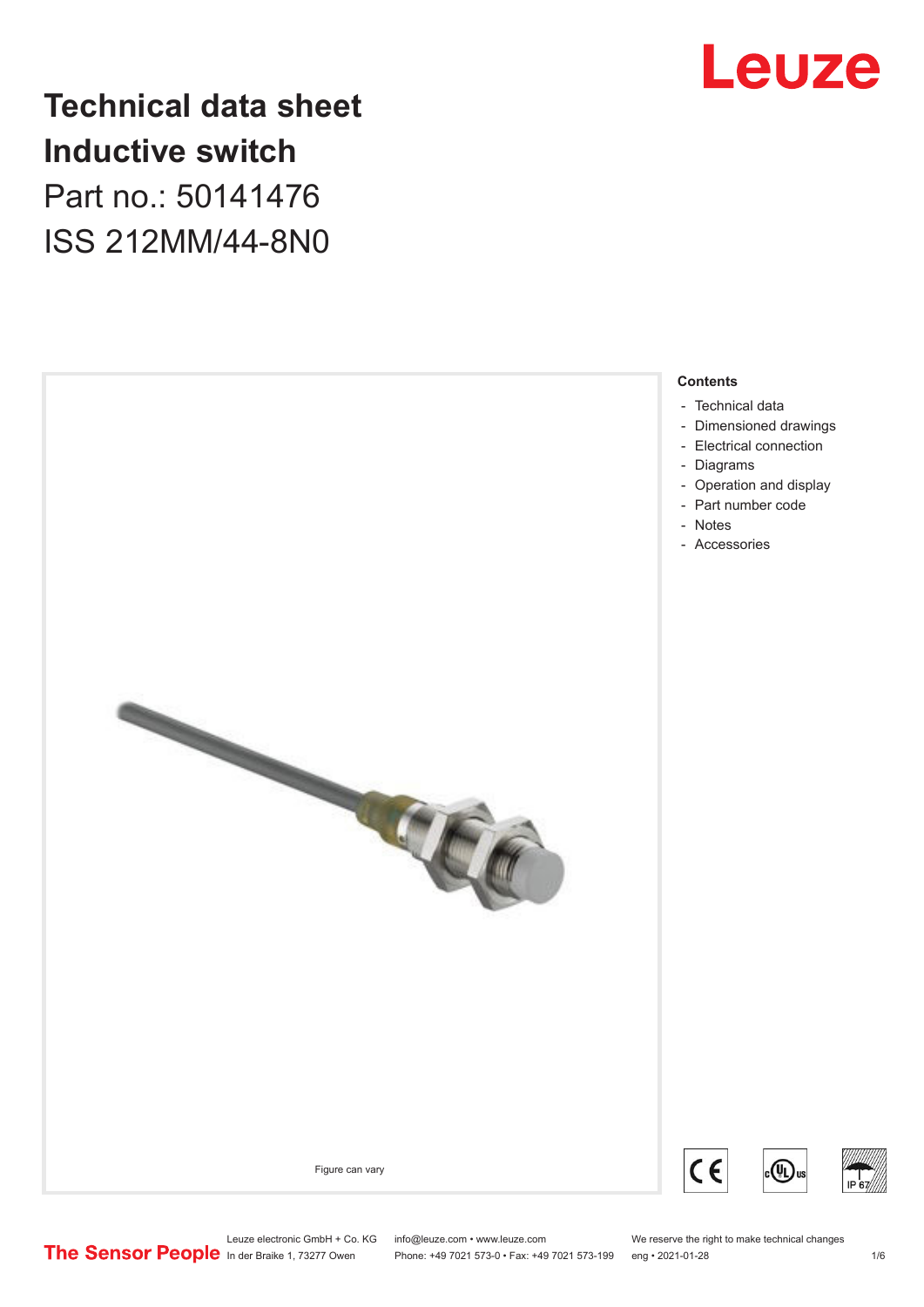# Technical data sheet
# Inductive switch
Part no.: 50141476

ISS 212MM/44-8N0

Figure can vary

**Contents**

- Technical data
- Dimensioned drawings
- Electrical connection
- Diagrams
- Operation and display
- Part number code
- Notes
- Accessories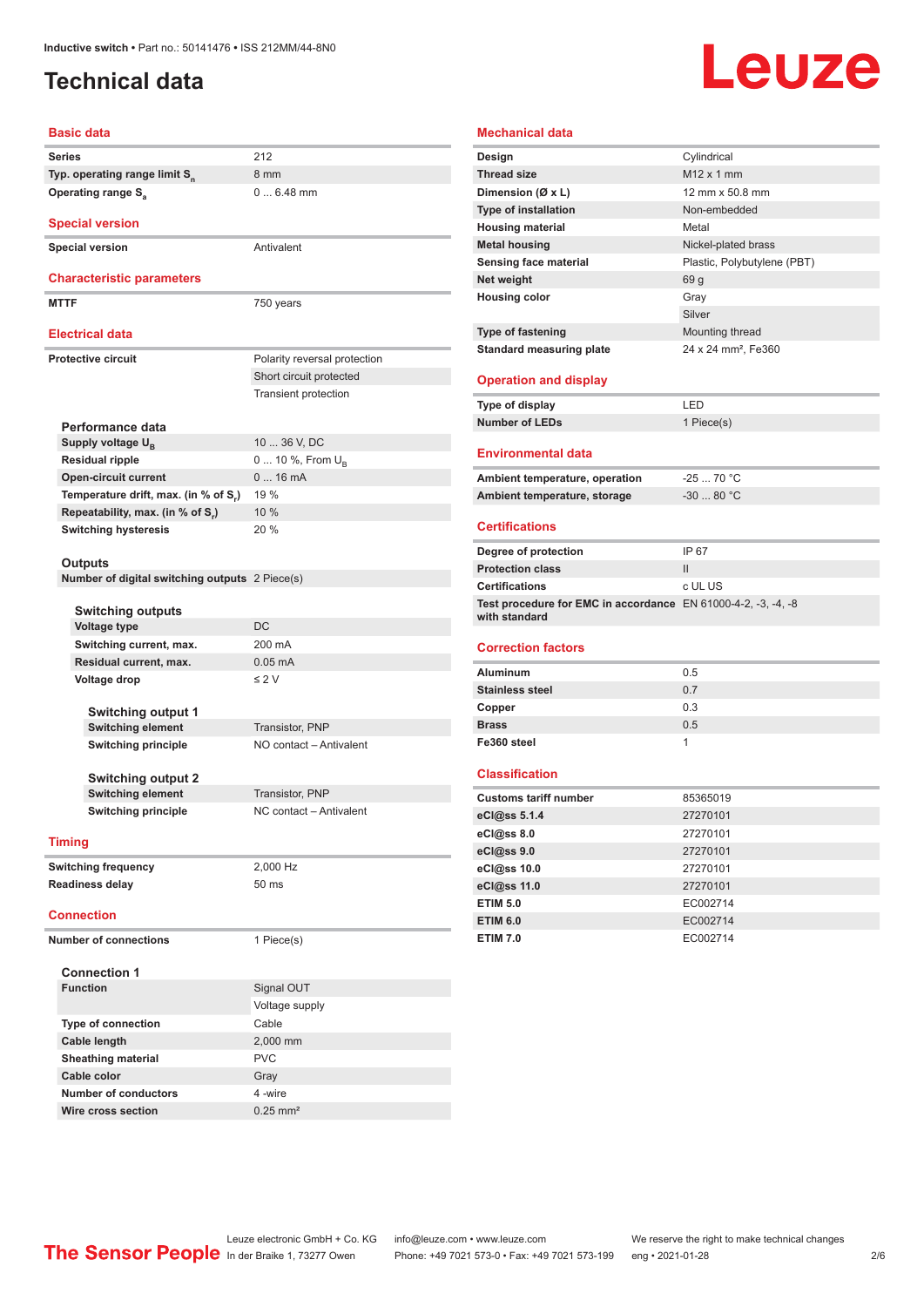# Technical data

## Basic data

| | |
|---|---|
| Series | 212 |
| Typ. operating range limit $S_n$ | 8 mm |
| Operating range $S_a$ | 0 ... 6.48 mm |

## Special version

| | |
|---|---|
| Special version | Antivalent |

## Characteristic parameters

| | |
|---|---|
| MTTF | 750 years |

## Electrical data

| | |
|---|---|
| Protective circuit | Polarity reversal protection |
| | Short circuit protected |
| | Transient protection |

### Performance data

| | |
|---|---|
| Supply voltage $U_B$ | 10 ... 36 V, DC |
| Residual ripple | 0 ... 10 %, From $U_B$ |
| Open-circuit current | 0 ... 16 mA |
| Temperature drift, max. (in % of $S_r$) | 19 % |
| Repeatability, max. (in % of $S_r$) | 10 % |
| Switching hysteresis | 20 % |

### Outputs

| | |
|---|---|
| Number of digital switching outputs | 2 Piece(s) |

#### Switching outputs

| | |
|---|---|
| Voltage type | DC |
| Switching current, max. | 200 mA |
| Residual current, max. | 0.05 mA |
| Voltage drop | ≤ 2 V |

##### Switching output 1

| | |
|---|---|
| Switching element | Transistor, PNP |
| Switching principle | NO contact – Antivalent |

##### Switching output 2

| | |
|---|---|
| Switching element | Transistor, PNP |
| Switching principle | NC contact – Antivalent |

## Timing

| | |
|---|---|
| Switching frequency | 2,000 Hz |
| Readiness delay | 50 ms |

## Connection

| | |
|---|---|
| Number of connections | 1 Piece(s) |

### Connection 1

| | |
|---|---|
| Function | Signal OUT |
| | Voltage supply |
| Type of connection | Cable |
| Cable length | 2,000 mm |
| Sheathing material | PVC |
| Cable color | Gray |
| Number of conductors | 4 -wire |
| Wire cross section | 0.25 mm² |

## Mechanical data

| | |
|---|---|
| Design | Cylindrical |
| Thread size | M12 x 1 mm |
| Dimension (Ø x L) | 12 mm x 50.8 mm |
| Type of installation | Non-embedded |
| Housing material | Metal |
| Metal housing | Nickel-plated brass |
| Sensing face material | Plastic, Polybutylene (PBT) |
| Net weight | 69 g |
| Housing color | Gray |
| | Silver |
| Type of fastening | Mounting thread |
| Standard measuring plate | 24 x 24 mm², Fe360 |

## Operation and display

| | |
|---|---|
| Type of display | LED |
| Number of LEDs | 1 Piece(s) |

## Environmental data

| | |
|---|---|
| Ambient temperature, operation | -25 ... 70 °C |
| Ambient temperature, storage | -30 ... 80 °C |

## Certifications

| | |
|---|---|
| Degree of protection | IP 67 |
| Protection class | II |
| Certifications | c UL US |
| Test procedure for EMC in accordance with standard | EN 61000-4-2, -3, -4, -8 |

## Correction factors

| | |
|---|---|
| Aluminum | 0.5 |
| Stainless steel | 0.7 |
| Copper | 0.3 |
| Brass | 0.5 |
| Fe360 steel | 1 |

## Classification

| | |
|---|---|
| Customs tariff number | 85365019 |
| eCl@ss 5.1.4 | 27270101 |
| eCl@ss 8.0 | 27270101 |
| eCl@ss 9.0 | 27270101 |
| eCl@ss 10.0 | 27270101 |
| eCl@ss 11.0 | 27270101 |
| ETIM 5.0 | EC002714 |
| ETIM 6.0 | EC002714 |
| ETIM 7.0 | EC002714 |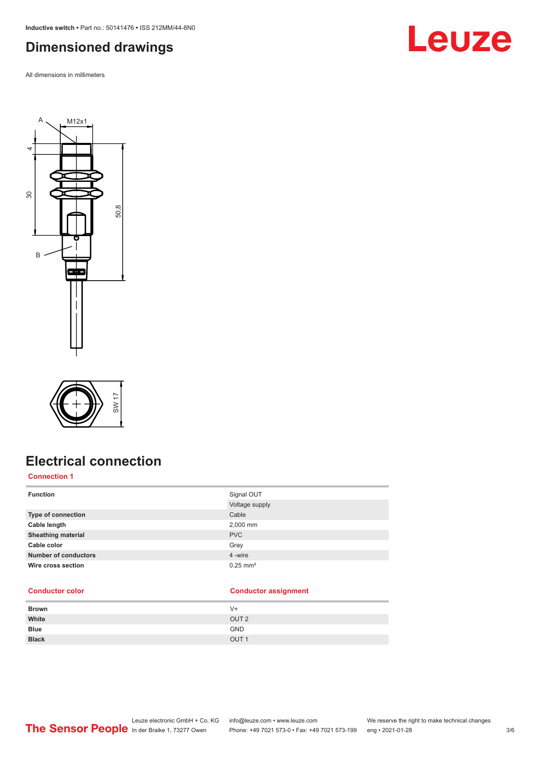# Dimensioned drawings

All dimensions in millimeters

# Electrical connection

## Connection 1

| Function | Signal OUT |
| --- | --- |
| | Voltage supply |
| Type of connection | Cable |
| Cable length | 2,000 mm |
| Sheathing material | PVC |
| Cable color | Gray |
| Number of conductors | 4 -wire |
| Wire cross section | 0.25 mm² |

| Conductor color | Conductor assignment |
| --- | --- |
| Brown | V+ |
| White | OUT 2 |
| Blue | GND |
| Black | OUT 1 |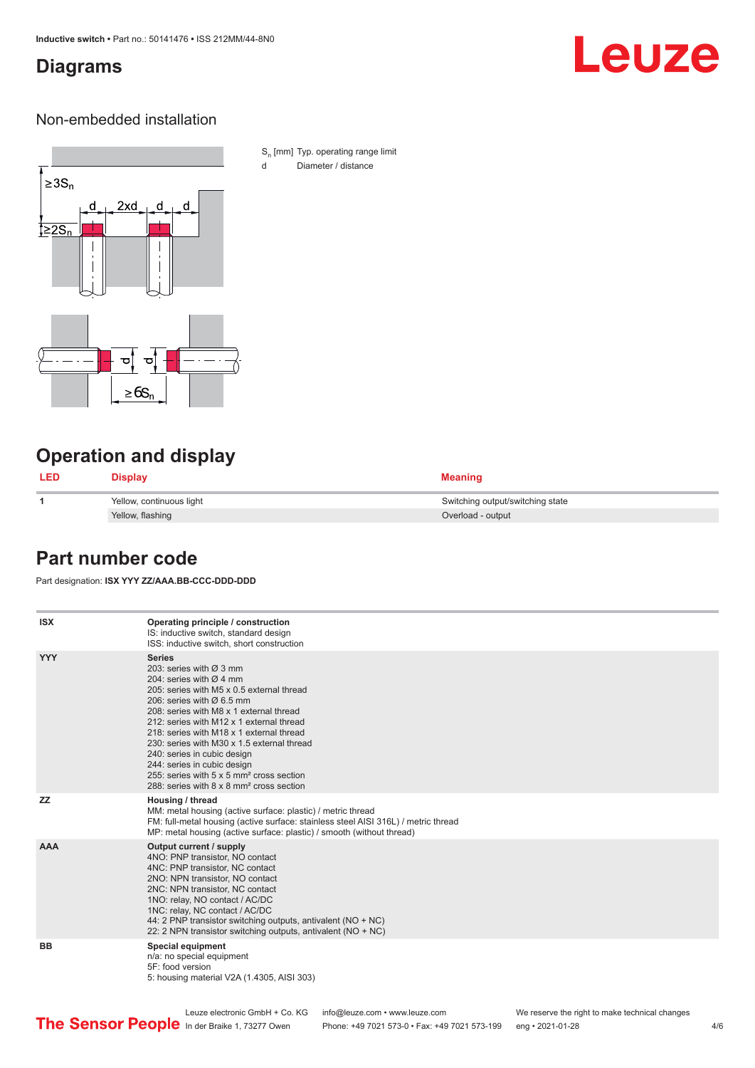## Diagrams

### Non-embedded installation

$S_n$ [mm] Typ. operating range limit

d Diameter / distance

## Operation and display

| LED | Display | Meaning |
|---|---|---|
| 1 | Yellow, continuous light | Switching output/switching state |
| | Yellow, flashing | Overload - output |

## Part number code

Part designation: **ISX YYY ZZ/AAA.BB-CCC-DDD-DDD**

| | |
|---|---|
| **ISX** | **Operating principle / construction**<br>IS: inductive switch, standard design<br>ISS: inductive switch, short construction |
| **YYY** | **Series**<br>203: series with Ø 3 mm<br>204: series with Ø 4 mm<br>205: series with M5 x 0.5 external thread<br>206: series with Ø 6.5 mm<br>208: series with M8 x 1 external thread<br>212: series with M12 x 1 external thread<br>218: series with M18 x 1 external thread<br>230: series with M30 x 1.5 external thread<br>240: series in cubic design<br>244: series in cubic design<br>255: series with 5 x 5 mm² cross section<br>288: series with 8 x 8 mm² cross section |
| **ZZ** | **Housing / thread**<br>MM: metal housing (active surface: plastic) / metric thread<br>FM: full-metal housing (active surface: stainless steel AISI 316L) / metric thread<br>MP: metal housing (active surface: plastic) / smooth (without thread) |
| **AAA** | **Output current / supply**<br>4NO: PNP transistor, NO contact<br>4NC: PNP transistor, NC contact<br>2NO: NPN transistor, NO contact<br>2NC: NPN transistor, NC contact<br>1NO: relay, NO contact / AC/DC<br>1NC: relay, NC contact / AC/DC<br>44: 2 PNP transistor switching outputs, antivalent (NO + NC)<br>22: 2 NPN transistor switching outputs, antivalent (NO + NC) |
| **BB** | **Special equipment**<br>n/a: no special equipment<br>5F: food version<br>5: housing material V2A (1.4305, AISI 303) |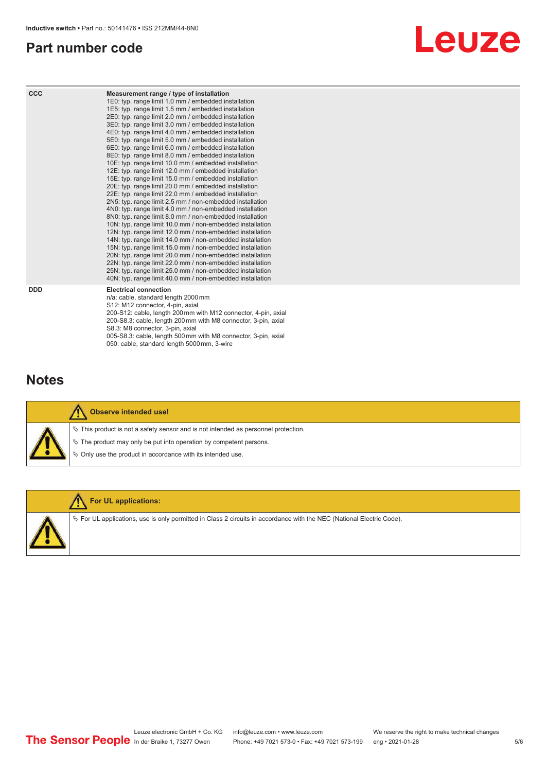## Part number code

| | |
|---|---|
| **CCC** | **Measurement range / type of installation**<br>1E0: typ. range limit 1.0 mm / embedded installation<br>1E5: typ. range limit 1.5 mm / embedded installation<br>2E0: typ. range limit 2.0 mm / embedded installation<br>3E0: typ. range limit 3.0 mm / embedded installation<br>4E0: typ. range limit 4.0 mm / embedded installation<br>5E0: typ. range limit 5.0 mm / embedded installation<br>6E0: typ. range limit 6.0 mm / embedded installation<br>8E0: typ. range limit 8.0 mm / embedded installation<br>10E: typ. range limit 10.0 mm / embedded installation<br>12E: typ. range limit 12.0 mm / embedded installation<br>15E: typ. range limit 15.0 mm / embedded installation<br>20E: typ. range limit 20.0 mm / embedded installation<br>22E: typ. range limit 22.0 mm / embedded installation<br>2N5: typ. range limit 2.5 mm / non-embedded installation<br>4N0: typ. range limit 4.0 mm / non-embedded installation<br>8N0: typ. range limit 8.0 mm / non-embedded installation<br>10N: typ. range limit 10.0 mm / non-embedded installation<br>12N: typ. range limit 12.0 mm / non-embedded installation<br>14N: typ. range limit 14.0 mm / non-embedded installation<br>15N: typ. range limit 15.0 mm / non-embedded installation<br>20N: typ. range limit 20.0 mm / non-embedded installation<br>22N: typ. range limit 22.0 mm / non-embedded installation<br>25N: typ. range limit 25.0 mm / non-embedded installation<br>40N: typ. range limit 40.0 mm / non-embedded installation |
| **DDD** | **Electrical connection**<br>n/a: cable, standard length 2000 mm<br>S12: M12 connector, 4-pin, axial<br>200-S12: cable, length 200 mm with M12 connector, 4-pin, axial<br>200-S8.3: cable, length 200 mm with M8 connector, 3-pin, axial<br>S8.3: M8 connector, 3-pin, axial<br>005-S8.3: cable, length 500 mm with M8 connector, 3-pin, axial<br>050: cable, standard length 5000 mm, 3-wire |

## Notes

**Observe intended use!**

- This product is not a safety sensor and is not intended as personnel protection.
- The product may only be put into operation by competent persons.
- Only use the product in accordance with its intended use.

**For UL applications:**

- For UL applications, use is only permitted in Class 2 circuits in accordance with the NEC (National Electric Code).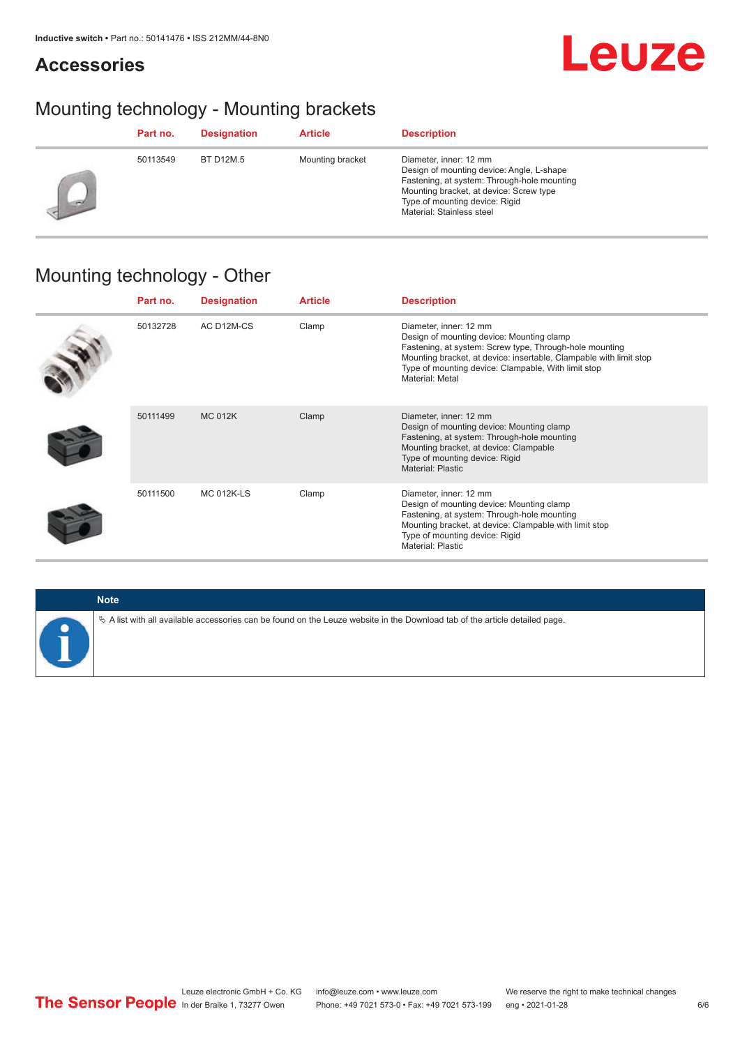## Accessories

### Mounting technology - Mounting brackets

| | Part no. | Designation | Article | Description |
|---|---|---|---|---|
| | 50113549 | BT D12M.5 | Mounting bracket | Diameter, inner: 12 mm<br>Design of mounting device: Angle, L-shape<br>Fastening, at system: Through-hole mounting<br>Mounting bracket, at device: Screw type<br>Type of mounting device: Rigid<br>Material: Stainless steel |

### Mounting technology - Other

| | Part no. | Designation | Article | Description |
|---|---|---|---|---|
| | 50132728 | AC D12M-CS | Clamp | Diameter, inner: 12 mm<br>Design of mounting device: Mounting clamp<br>Fastening, at system: Screw type, Through-hole mounting<br>Mounting bracket, at device: insertable, Clampable with limit stop<br>Type of mounting device: Clampable, With limit stop<br>Material: Metal |
| | 50111499 | MC 012K | Clamp | Diameter, inner: 12 mm<br>Design of mounting device: Mounting clamp<br>Fastening, at system: Through-hole mounting<br>Mounting bracket, at device: Clampable<br>Type of mounting device: Rigid<br>Material: Plastic |
| | 50111500 | MC 012K-LS | Clamp | Diameter, inner: 12 mm<br>Design of mounting device: Mounting clamp<br>Fastening, at system: Through-hole mounting<br>Mounting bracket, at device: Clampable with limit stop<br>Type of mounting device: Rigid<br>Material: Plastic |

**Note**

A list with all available accessories can be found on the Leuze website in the Download tab of the article detailed page.